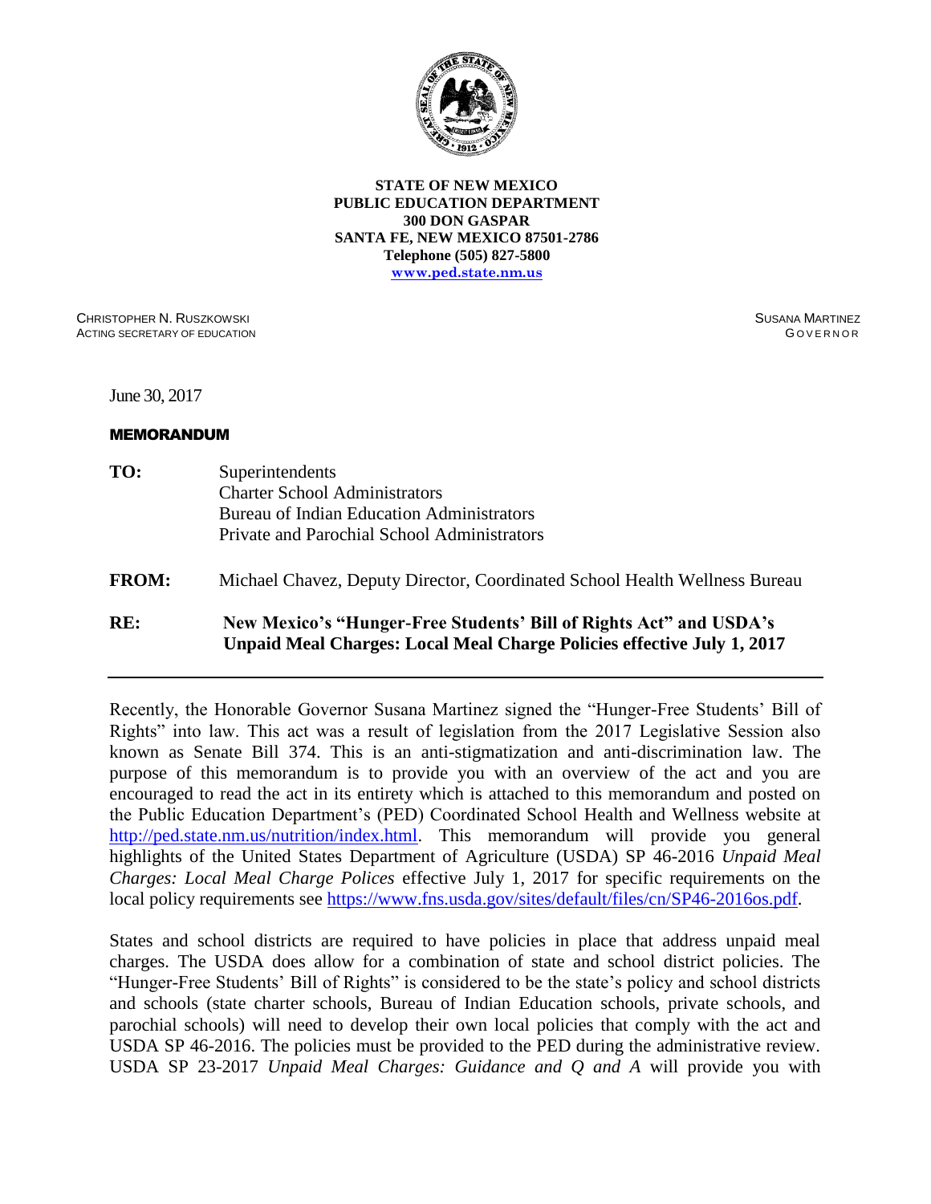**STATE OF NEW MEXICO**
**PUBLIC EDUCATION DEPARTMENT**
**300 DON GASPAR**
**SANTA FE, NEW MEXICO 87501-2786**
**Telephone (505) 827-5800**
**www.ped.state.nm.us**

CHRISTOPHER N. RUSZKOWSKI
ACTING SECRETARY OF EDUCATION

SUSANA MARTINEZ
GOVERNOR

June 30, 2017

**MEMORANDUM**

**TO:** Superintendents
Charter School Administrators
Bureau of Indian Education Administrators
Private and Parochial School Administrators

**FROM:** Michael Chavez, Deputy Director, Coordinated School Health Wellness Bureau

**RE: New Mexico's "Hunger-Free Students' Bill of Rights Act" and USDA's Unpaid Meal Charges: Local Meal Charge Policies effective July 1, 2017**

---

Recently, the Honorable Governor Susana Martinez signed the "Hunger-Free Students' Bill of Rights" into law. This act was a result of legislation from the 2017 Legislative Session also known as Senate Bill 374. This is an anti-stigmatization and anti-discrimination law. The purpose of this memorandum is to provide you with an overview of the act and you are encouraged to read the act in its entirety which is attached to this memorandum and posted on the Public Education Department's (PED) Coordinated School Health and Wellness website at http://ped.state.nm.us/nutrition/index.html. This memorandum will provide you general highlights of the United States Department of Agriculture (USDA) SP 46-2016 *Unpaid Meal Charges: Local Meal Charge Polices* effective July 1, 2017 for specific requirements on the local policy requirements see https://www.fns.usda.gov/sites/default/files/cn/SP46-2016os.pdf.

States and school districts are required to have policies in place that address unpaid meal charges. The USDA does allow for a combination of state and school district policies. The "Hunger-Free Students' Bill of Rights" is considered to be the state's policy and school districts and schools (state charter schools, Bureau of Indian Education schools, private schools, and parochial schools) will need to develop their own local policies that comply with the act and USDA SP 46-2016. The policies must be provided to the PED during the administrative review. USDA SP 23-2017 *Unpaid Meal Charges: Guidance and Q and A* will provide you with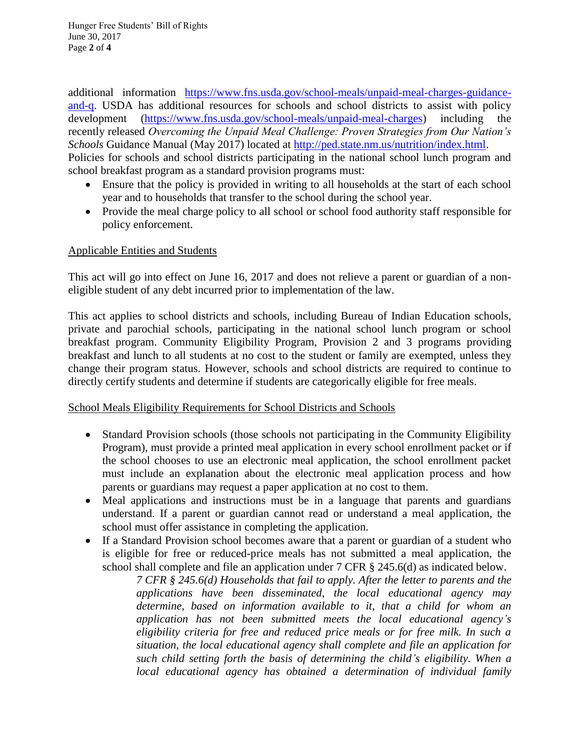additional information [https://www.fns.usda.gov/school-meals/unpaid-meal-charges-guidance-and-q](https://www.fns.usda.gov/school-meals/unpaid-meal-charges-guidance-and-q). USDA has additional resources for schools and school districts to assist with policy development ([https://www.fns.usda.gov/school-meals/unpaid-meal-charges](https://www.fns.usda.gov/school-meals/unpaid-meal-charges)) including the recently released *Overcoming the Unpaid Meal Challenge: Proven Strategies from Our Nation's Schools* Guidance Manual (May 2017) located at [http://ped.state.nm.us/nutrition/index.html](http://ped.state.nm.us/nutrition/index.html). Policies for schools and school districts participating in the national school lunch program and school breakfast program as a standard provision programs must:

- Ensure that the policy is provided in writing to all households at the start of each school year and to households that transfer to the school during the school year.
- Provide the meal charge policy to all school or school food authority staff responsible for policy enforcement.

## Applicable Entities and Students

This act will go into effect on June 16, 2017 and does not relieve a parent or guardian of a non-eligible student of any debt incurred prior to implementation of the law.

This act applies to school districts and schools, including Bureau of Indian Education schools, private and parochial schools, participating in the national school lunch program or school breakfast program. Community Eligibility Program, Provision 2 and 3 programs providing breakfast and lunch to all students at no cost to the student or family are exempted, unless they change their program status. However, schools and school districts are required to continue to directly certify students and determine if students are categorically eligible for free meals.

## School Meals Eligibility Requirements for School Districts and Schools

- Standard Provision schools (those schools not participating in the Community Eligibility Program), must provide a printed meal application in every school enrollment packet or if the school chooses to use an electronic meal application, the school enrollment packet must include an explanation about the electronic meal application process and how parents or guardians may request a paper application at no cost to them.
- Meal applications and instructions must be in a language that parents and guardians understand. If a parent or guardian cannot read or understand a meal application, the school must offer assistance in completing the application.
- If a Standard Provision school becomes aware that a parent or guardian of a student who is eligible for free or reduced-price meals has not submitted a meal application, the school shall complete and file an application under 7 CFR § 245.6(d) as indicated below.

  > *7 CFR § 245.6(d) Households that fail to apply. After the letter to parents and the applications have been disseminated, the local educational agency may determine, based on information available to it, that a child for whom an application has not been submitted meets the local educational agency's eligibility criteria for free and reduced price meals or for free milk. In such a situation, the local educational agency shall complete and file an application for such child setting forth the basis of determining the child's eligibility. When a local educational agency has obtained a determination of individual family*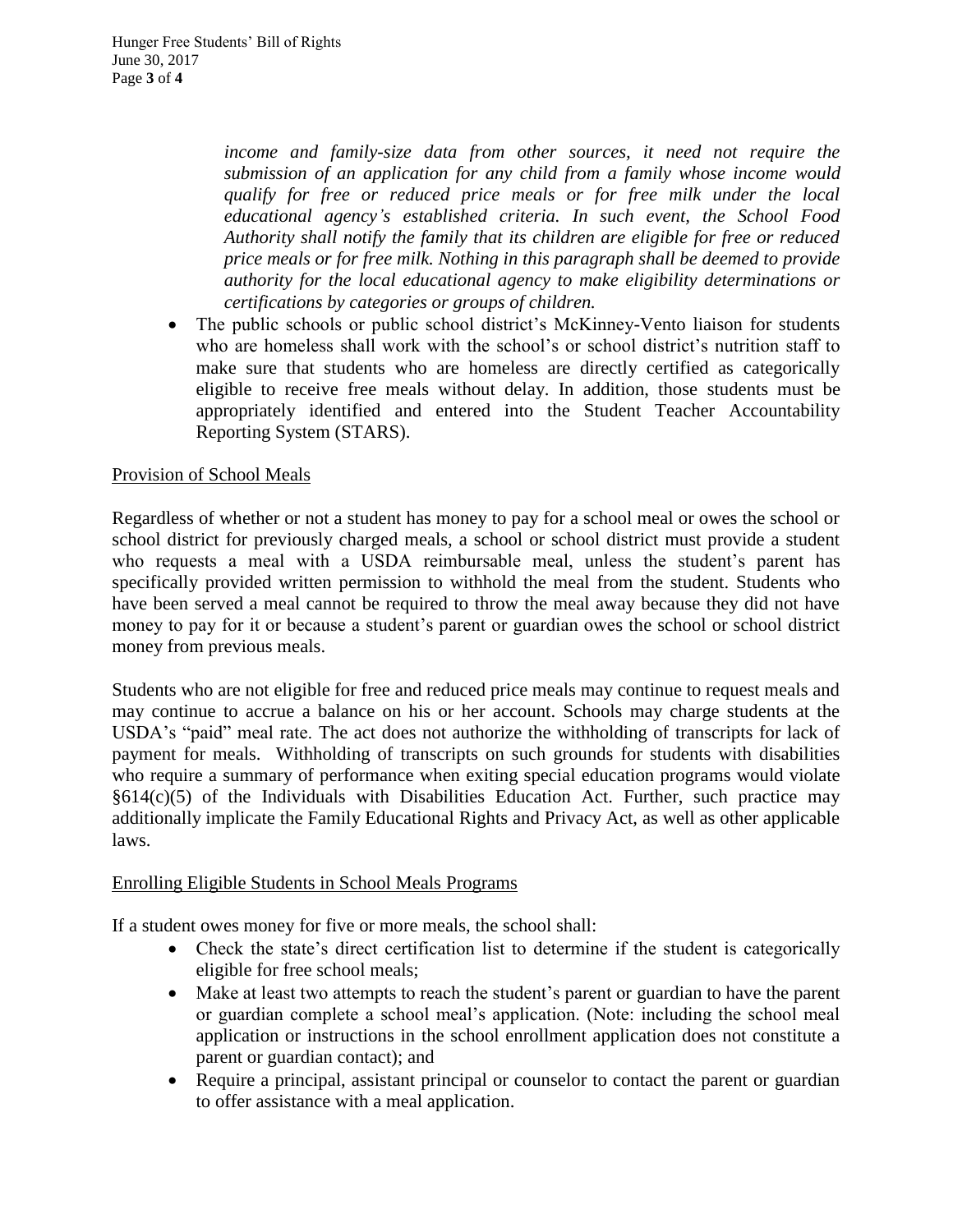*income and family-size data from other sources, it need not require the submission of an application for any child from a family whose income would qualify for free or reduced price meals or for free milk under the local educational agency's established criteria. In such event, the School Food Authority shall notify the family that its children are eligible for free or reduced price meals or for free milk. Nothing in this paragraph shall be deemed to provide authority for the local educational agency to make eligibility determinations or certifications by categories or groups of children.*

- The public schools or public school district's McKinney-Vento liaison for students who are homeless shall work with the school's or school district's nutrition staff to make sure that students who are homeless are directly certified as categorically eligible to receive free meals without delay. In addition, those students must be appropriately identified and entered into the Student Teacher Accountability Reporting System (STARS).

## Provision of School Meals

Regardless of whether or not a student has money to pay for a school meal or owes the school or school district for previously charged meals, a school or school district must provide a student who requests a meal with a USDA reimbursable meal, unless the student's parent has specifically provided written permission to withhold the meal from the student. Students who have been served a meal cannot be required to throw the meal away because they did not have money to pay for it or because a student's parent or guardian owes the school or school district money from previous meals.

Students who are not eligible for free and reduced price meals may continue to request meals and may continue to accrue a balance on his or her account. Schools may charge students at the USDA's "paid" meal rate. The act does not authorize the withholding of transcripts for lack of payment for meals. Withholding of transcripts on such grounds for students with disabilities who require a summary of performance when exiting special education programs would violate §614(c)(5) of the Individuals with Disabilities Education Act. Further, such practice may additionally implicate the Family Educational Rights and Privacy Act, as well as other applicable laws.

## Enrolling Eligible Students in School Meals Programs

If a student owes money for five or more meals, the school shall:

- Check the state's direct certification list to determine if the student is categorically eligible for free school meals;
- Make at least two attempts to reach the student's parent or guardian to have the parent or guardian complete a school meal's application. (Note: including the school meal application or instructions in the school enrollment application does not constitute a parent or guardian contact); and
- Require a principal, assistant principal or counselor to contact the parent or guardian to offer assistance with a meal application.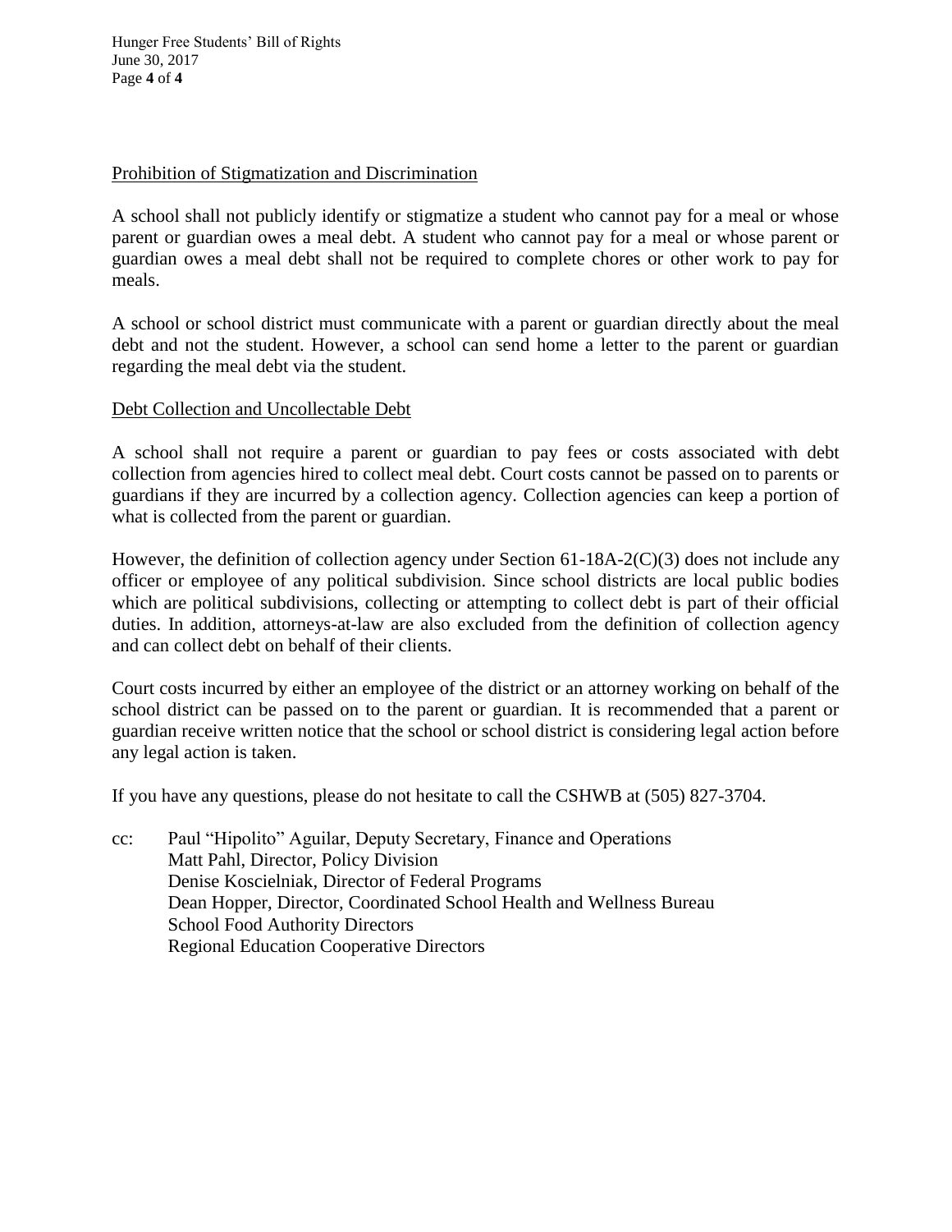Prohibition of Stigmatization and Discrimination

A school shall not publicly identify or stigmatize a student who cannot pay for a meal or whose parent or guardian owes a meal debt. A student who cannot pay for a meal or whose parent or guardian owes a meal debt shall not be required to complete chores or other work to pay for meals.

A school or school district must communicate with a parent or guardian directly about the meal debt and not the student. However, a school can send home a letter to the parent or guardian regarding the meal debt via the student.

Debt Collection and Uncollectable Debt

A school shall not require a parent or guardian to pay fees or costs associated with debt collection from agencies hired to collect meal debt. Court costs cannot be passed on to parents or guardians if they are incurred by a collection agency. Collection agencies can keep a portion of what is collected from the parent or guardian.

However, the definition of collection agency under Section 61-18A-2(C)(3) does not include any officer or employee of any political subdivision. Since school districts are local public bodies which are political subdivisions, collecting or attempting to collect debt is part of their official duties. In addition, attorneys-at-law are also excluded from the definition of collection agency and can collect debt on behalf of their clients.

Court costs incurred by either an employee of the district or an attorney working on behalf of the school district can be passed on to the parent or guardian. It is recommended that a parent or guardian receive written notice that the school or school district is considering legal action before any legal action is taken.

If you have any questions, please do not hesitate to call the CSHWB at (505) 827-3704.

cc: Paul "Hipolito" Aguilar, Deputy Secretary, Finance and Operations
Matt Pahl, Director, Policy Division
Denise Koscielniak, Director of Federal Programs
Dean Hopper, Director, Coordinated School Health and Wellness Bureau
School Food Authority Directors
Regional Education Cooperative Directors